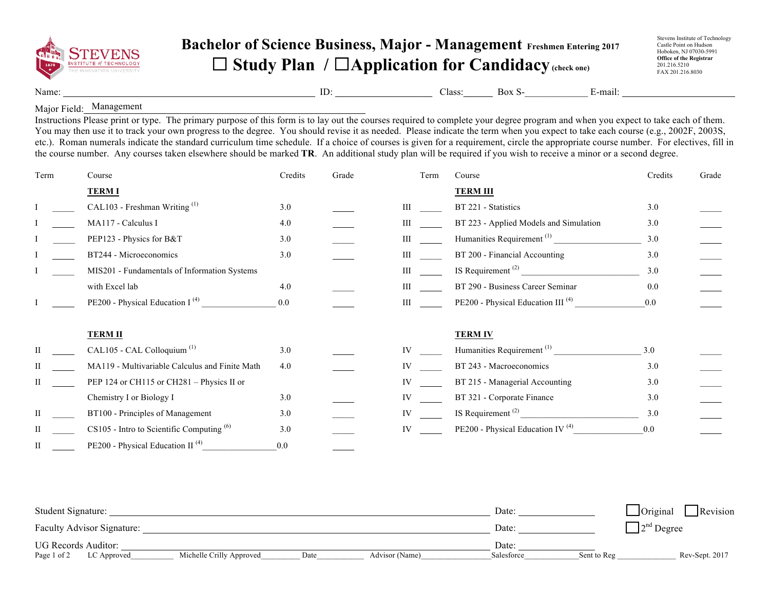STEVENS INSTITUTE of TECHNOLOGY
THE INNOVATION UNIVERSITY

# Bachelor of Science Business, Major - Management Freshmen Entering 2017

## ☐ Study Plan / ☐Application for Candidacy (check one)

Stevens Institute of Technology
Castle Point on Hudson
Hoboken, NJ 07030-5991
**Office of the Registrar**
201.216.5210
FAX 201.216.8030

Name: ______________________ ID: ____________ Class:______ Box S-__________ E-mail: ______________

Major Field: Management

Instructions Please print or type. The primary purpose of this form is to lay out the courses required to complete your degree program and when you expect to take each of them. You may then use it to track your own progress to the degree. You should revise it as needed. Please indicate the term when you expect to take each course (e.g., 2002F, 2003S, etc.). Roman numerals indicate the standard curriculum time schedule. If a choice of courses is given for a requirement, circle the appropriate course number. For electives, fill in the course number. Any courses taken elsewhere should be marked **TR**. An additional study plan will be required if you wish to receive a minor or a second degree.

| Term | | Course | Credits | Grade |
|---|---|---|---|---|
| | | **TERM I** | | |
| I | _____ | CAL103 - Freshman Writing [1] | 3.0 | _____ |
| I | _____ | MA117 - Calculus I | 4.0 | _____ |
| I | _____ | PEP123 - Physics for B&T | 3.0 | _____ |
| I | _____ | BT244 - Microeconomics | 3.0 | _____ |
| I | _____ | MIS201 - Fundamentals of Information Systems with Excel lab | 4.0 | _____ |
| I | _____ | PE200 - Physical Education I [4] _______________ | 0.0 | _____ |
| | | **TERM II** | | |
| II | _____ | CAL105 - CAL Colloquium [1] | 3.0 | _____ |
| II | _____ | MA119 - Multivariable Calculus and Finite Math | 4.0 | _____ |
| II | _____ | PEP 124 or CH115 or CH281 – Physics II or Chemistry I or Biology I | 3.0 | _____ |
| II | _____ | BT100 - Principles of Management | 3.0 | _____ |
| II | _____ | CS105 - Intro to Scientific Computing [6] | 3.0 | _____ |
| II | _____ | PE200 - Physical Education II [4] _______________ | 0.0 | _____ |

| Term | | Course | Credits | Grade |
|---|---|---|---|---|
| | | **TERM III** | | |
| III | _____ | BT 221 - Statistics | 3.0 | _____ |
| III | _____ | BT 223 - Applied Models and Simulation | 3.0 | _____ |
| III | _____ | Humanities Requirement [1] _______________ | 3.0 | _____ |
| III | _____ | BT 200 - Financial Accounting | 3.0 | _____ |
| III | _____ | IS Requirement [2] _______________ | 3.0 | _____ |
| III | _____ | BT 290 - Business Career Seminar | 0.0 | _____ |
| III | _____ | PE200 - Physical Education III [4] _______________ | 0.0 | _____ |
| | | **TERM IV** | | |
| IV | _____ | Humanities Requirement [1] _______________ | 3.0 | _____ |
| IV | _____ | BT 243 - Macroeconomics | 3.0 | _____ |
| IV | _____ | BT 215 - Managerial Accounting | 3.0 | _____ |
| IV | _____ | BT 321 - Corporate Finance | 3.0 | _____ |
| IV | _____ | IS Requirement [2] _______________ | 3.0 | _____ |
| IV | _____ | PE200 - Physical Education IV [4] _______________ | 0.0 | _____ |

Student Signature: ________________________________ Date: ____________ ☐ Original ☐ Revision

Faculty Advisor Signature: ____________________________ Date: ____________ ☐ 2nd Degree

UG Records Auditor: ______________________________ Date: ____________

LC Approved__________ Michelle Crilly Approved_________ Date___________ Advisor (Name)________________ Salesforce_____________ Sent to Reg ______________ Rev-Sept. 2017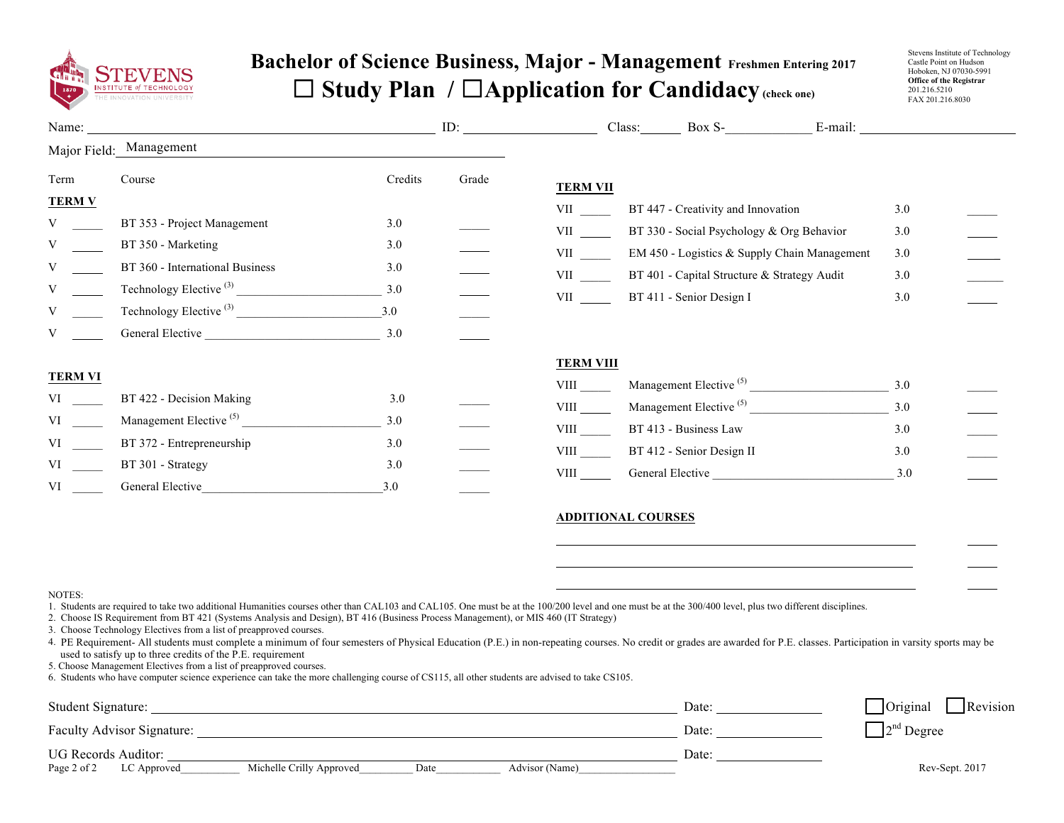# Bachelor of Science Business, Major - Management Freshmen Entering 2017

## ☐ Study Plan / ☐ Application for Candidacy (check one)

Stevens Institute of Technology
Castle Point on Hudson
Hoboken, NJ 07030-5991
**Office of the Registrar**
201.216.5210
FAX 201.216.8030

Name: ________________ ID: __________ Class: ______ Box S-__________ E-mail: ______________

Major Field: Management

### TERM V

| Term | | Course | Credits | Grade |
|---|---|---|---|---|
| V | _____ | BT 353 - Project Management | 3.0 | _____ |
| V | _____ | BT 350 - Marketing | 3.0 | _____ |
| V | _____ | BT 360 - International Business | 3.0 | _____ |
| V | _____ | Technology Elective (3) ______________ | 3.0 | _____ |
| V | _____ | Technology Elective (3) ______________ | 3.0 | _____ |
| V | _____ | General Elective ______________ | 3.0 | _____ |

### TERM VI

| Term | | Course | Credits | Grade |
|---|---|---|---|---|
| VI | _____ | BT 422 - Decision Making | 3.0 | _____ |
| VI | _____ | Management Elective (5) ______________ | 3.0 | _____ |
| VI | _____ | BT 372 - Entrepreneurship | 3.0 | _____ |
| VI | _____ | BT 301 - Strategy | 3.0 | _____ |
| VI | _____ | General Elective ______________ | 3.0 | _____ |

### TERM VII

| Term | | Course | Credits | Grade |
|---|---|---|---|---|
| VII | _____ | BT 447 - Creativity and Innovation | 3.0 | _____ |
| VII | _____ | BT 330 - Social Psychology & Org Behavior | 3.0 | _____ |
| VII | _____ | EM 450 - Logistics & Supply Chain Management | 3.0 | _____ |
| VII | _____ | BT 401 - Capital Structure & Strategy Audit | 3.0 | _____ |
| VII | _____ | BT 411 - Senior Design I | 3.0 | _____ |

### TERM VIII

| Term | | Course | Credits | Grade |
|---|---|---|---|---|
| VIII | _____ | Management Elective (5) ______________ | 3.0 | _____ |
| VIII | _____ | Management Elective (5) ______________ | 3.0 | _____ |
| VIII | _____ | BT 413 - Business Law | 3.0 | _____ |
| VIII | _____ | BT 412 - Senior Design II | 3.0 | _____ |
| VIII | _____ | General Elective ______________ | 3.0 | _____ |

### ADDITIONAL COURSES

________________________________________ _____

________________________________________ _____

________________________________________ _____

NOTES:

1. Students are required to take two additional Humanities courses other than CAL103 and CAL105. One must be at the 100/200 level and one must be at the 300/400 level, plus two different disciplines.
2. Choose IS Requirement from BT 421 (Systems Analysis and Design), BT 416 (Business Process Management), or MIS 460 (IT Strategy)
3. Choose Technology Electives from a list of preapproved courses.
4. PE Requirement- All students must complete a minimum of four semesters of Physical Education (P.E.) in non-repeating courses. No credit or grades are awarded for P.E. classes. Participation in varsity sports may be used to satisfy up to three credits of the P.E. requirement
5. Choose Management Electives from a list of preapproved courses.
6. Students who have computer science experience can take the more challenging course of CS115, all other students are advised to take CS105.

Student Signature: ________________________________ Date: __________ ☐ Original ☐ Revision

Faculty Advisor Signature: ________________________________ Date: __________ ☐ 2nd Degree

UG Records Auditor: ________________________________ Date: __________

LC Approved__________ Michelle Crilly Approved__________ Date__________ Advisor (Name)______________

Rev-Sept. 2017